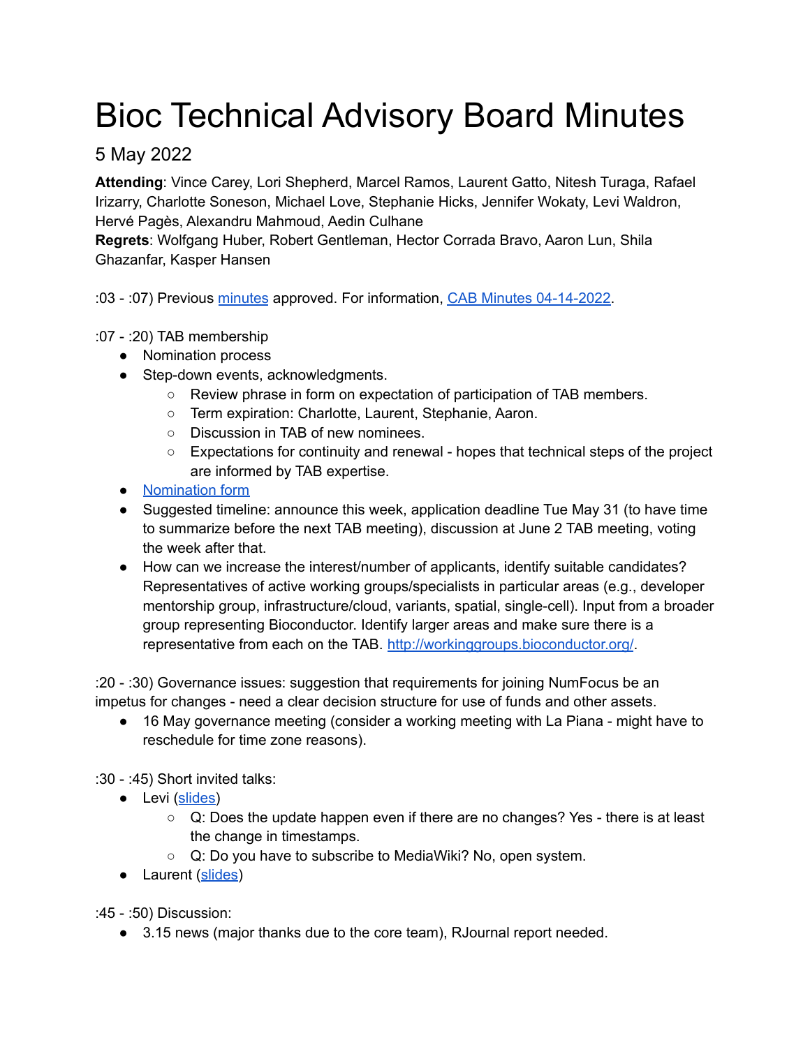# Bioc Technical Advisory Board Minutes

## 5 May 2022

**Attending**: Vince Carey, Lori Shepherd, Marcel Ramos, Laurent Gatto, Nitesh Turaga, Rafael Irizarry, Charlotte Soneson, Michael Love, Stephanie Hicks, Jennifer Wokaty, Levi Waldron, Hervé Pagès, Alexandru Mahmoud, Aedin Culhane
**Regrets**: Wolfgang Huber, Robert Gentleman, Hector Corrada Bravo, Aaron Lun, Shila Ghazanfar, Kasper Hansen

:03 - :07) Previous minutes approved. For information, CAB Minutes 04-14-2022.

:07 - :20) TAB membership

- Nomination process
- Step-down events, acknowledgments.
  - Review phrase in form on expectation of participation of TAB members.
  - Term expiration: Charlotte, Laurent, Stephanie, Aaron.
  - Discussion in TAB of new nominees.
  - Expectations for continuity and renewal - hopes that technical steps of the project are informed by TAB expertise.
- Nomination form
- Suggested timeline: announce this week, application deadline Tue May 31 (to have time to summarize before the next TAB meeting), discussion at June 2 TAB meeting, voting the week after that.
- How can we increase the interest/number of applicants, identify suitable candidates? Representatives of active working groups/specialists in particular areas (e.g., developer mentorship group, infrastructure/cloud, variants, spatial, single-cell). Input from a broader group representing Bioconductor. Identify larger areas and make sure there is a representative from each on the TAB. http://workinggroups.bioconductor.org/.

:20 - :30) Governance issues: suggestion that requirements for joining NumFocus be an impetus for changes - need a clear decision structure for use of funds and other assets.

- 16 May governance meeting (consider a working meeting with La Piana - might have to reschedule for time zone reasons).

:30 - :45) Short invited talks:

- Levi (slides)
  - Q: Does the update happen even if there are no changes? Yes - there is at least the change in timestamps.
  - Q: Do you have to subscribe to MediaWiki? No, open system.
- Laurent (slides)

:45 - :50) Discussion:

- 3.15 news (major thanks due to the core team), RJournal report needed.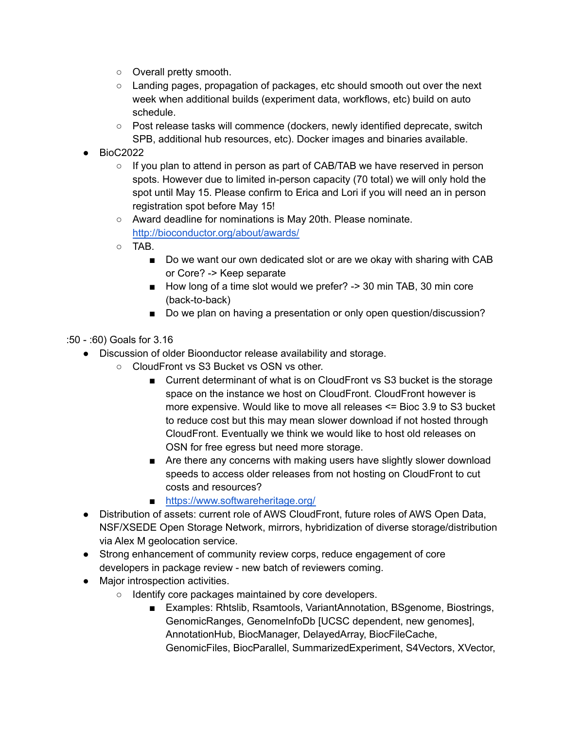- Overall pretty smooth.
  - Landing pages, propagation of packages, etc should smooth out over the next week when additional builds (experiment data, workflows, etc) build on auto schedule.
  - Post release tasks will commence (dockers, newly identified deprecate, switch SPB, additional hub resources, etc). Docker images and binaries available.
- BioC2022
  - If you plan to attend in person as part of CAB/TAB we have reserved in person spots. However due to limited in-person capacity (70 total) we will only hold the spot until May 15. Please confirm to Erica and Lori if you will need an in person registration spot before May 15!
  - Award deadline for nominations is May 20th. Please nominate. [http://bioconductor.org/about/awards/](http://bioconductor.org/about/awards/)
  - TAB.
    - Do we want our own dedicated slot or are we okay with sharing with CAB or Core? -> Keep separate
    - How long of a time slot would we prefer? -> 30 min TAB, 30 min core (back-to-back)
    - Do we plan on having a presentation or only open question/discussion?

:50 - :60) Goals for 3.16

- Discussion of older Bioonductor release availability and storage.
  - CloudFront vs S3 Bucket vs OSN vs other.
    - Current determinant of what is on CloudFront vs S3 bucket is the storage space on the instance we host on CloudFront. CloudFront however is more expensive. Would like to move all releases <= Bioc 3.9 to S3 bucket to reduce cost but this may mean slower download if not hosted through CloudFront. Eventually we think we would like to host old releases on OSN for free egress but need more storage.
    - Are there any concerns with making users have slightly slower download speeds to access older releases from not hosting on CloudFront to cut costs and resources?
    - [https://www.softwareheritage.org/](https://www.softwareheritage.org/)
- Distribution of assets: current role of AWS CloudFront, future roles of AWS Open Data, NSF/XSEDE Open Storage Network, mirrors, hybridization of diverse storage/distribution via Alex M geolocation service.
- Strong enhancement of community review corps, reduce engagement of core developers in package review - new batch of reviewers coming.
- Major introspection activities.
  - Identify core packages maintained by core developers.
    - Examples: Rhtslib, Rsamtools, VariantAnnotation, BSgenome, Biostrings, GenomicRanges, GenomeInfoDb [UCSC dependent, new genomes], AnnotationHub, BiocManager, DelayedArray, BiocFileCache, GenomicFiles, BiocParallel, SummarizedExperiment, S4Vectors, XVector,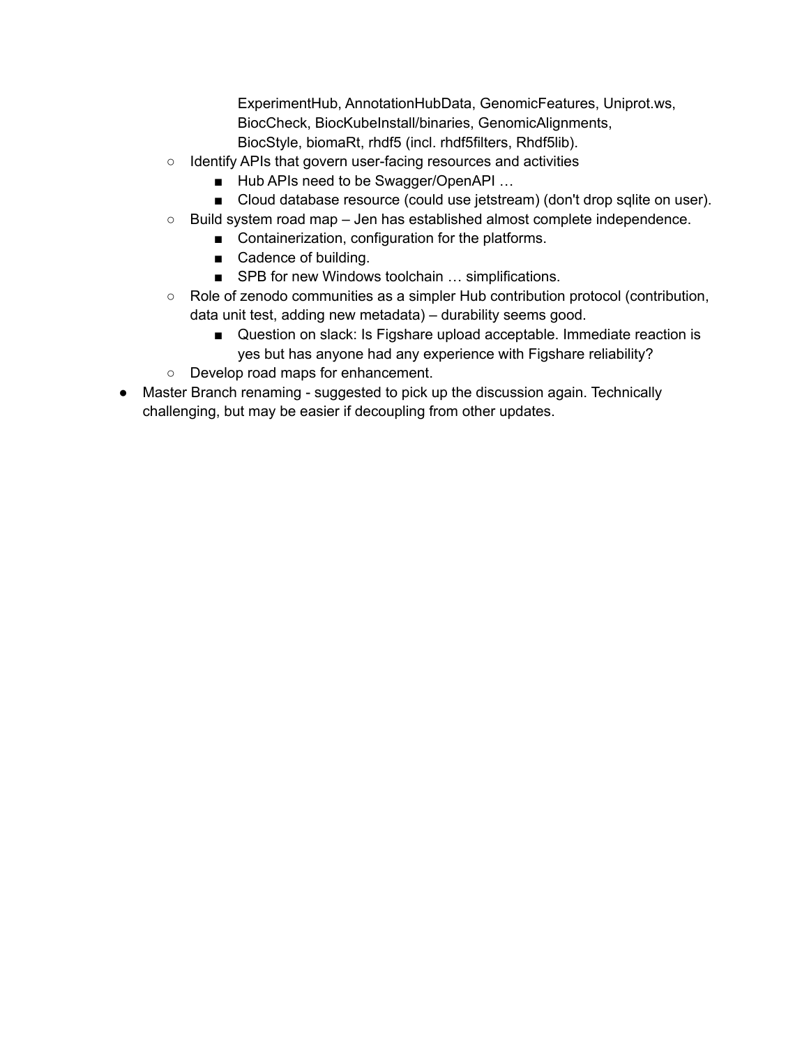- ExperimentHub, AnnotationHubData, GenomicFeatures, Uniprot.ws, BiocCheck, BiocKubeInstall/binaries, GenomicAlignments, BiocStyle, biomaRt, rhdf5 (incl. rhdf5filters, Rhdf5lib).
    - Identify APIs that govern user-facing resources and activities
        - Hub APIs need to be Swagger/OpenAPI …
        - Cloud database resource (could use jetstream) (don't drop sqlite on user).
    - Build system road map – Jen has established almost complete independence.
        - Containerization, configuration for the platforms.
        - Cadence of building.
        - SPB for new Windows toolchain … simplifications.
    - Role of zenodo communities as a simpler Hub contribution protocol (contribution, data unit test, adding new metadata) – durability seems good.
        - Question on slack: Is Figshare upload acceptable. Immediate reaction is yes but has anyone had any experience with Figshare reliability?
    - Develop road maps for enhancement.
- Master Branch renaming - suggested to pick up the discussion again. Technically challenging, but may be easier if decoupling from other updates.